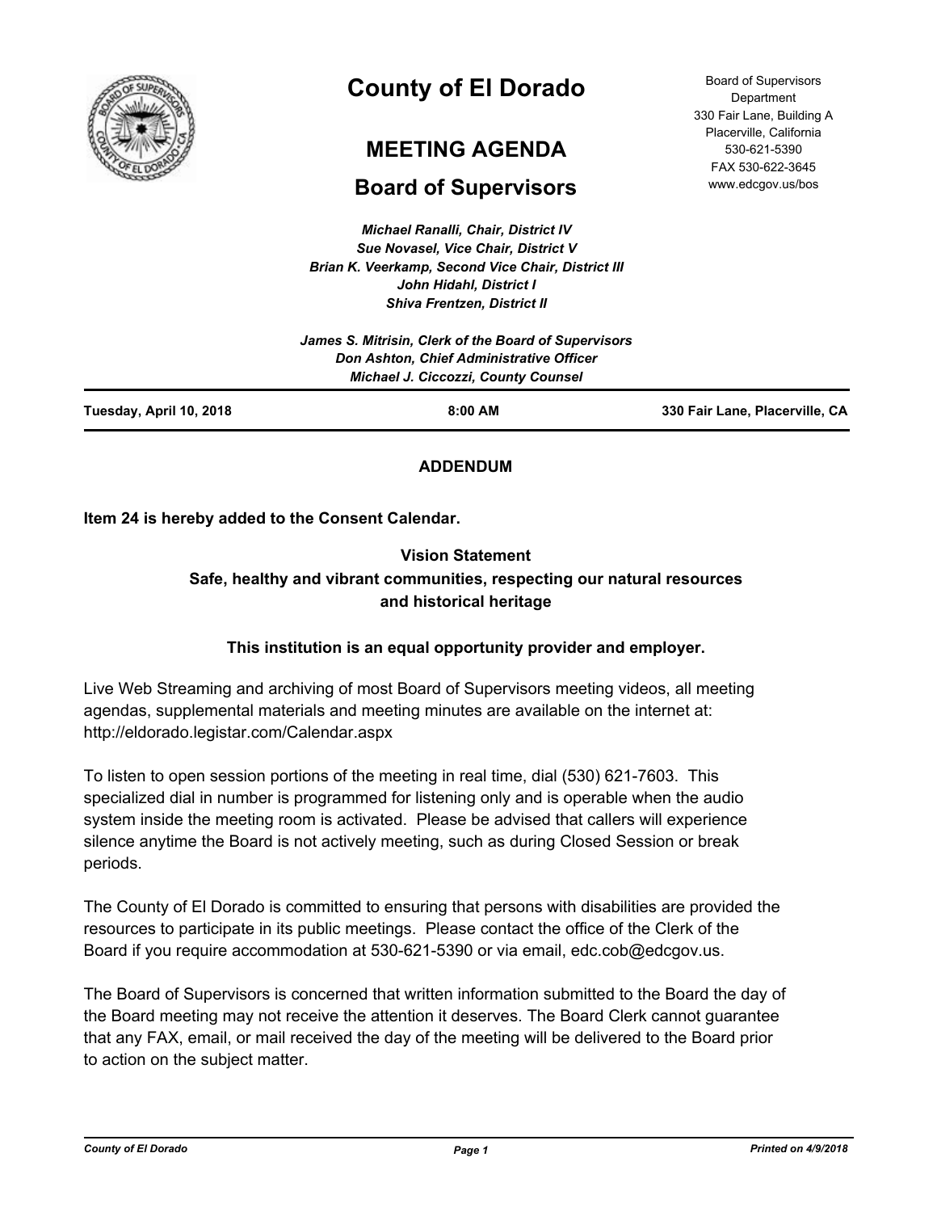# County of El Dorado

## MEETING AGENDA

## Board of Supervisors

Board of Supervisors Department
330 Fair Lane, Building A
Placerville, California
530-621-5390
FAX 530-622-3645
www.edcgov.us/bos

*Michael Ranalli, Chair, District IV*
*Sue Novasel, Vice Chair, District V*
*Brian K. Veerkamp, Second Vice Chair, District III*
*John Hidahl, District I*
*Shiva Frentzen, District II*

*James S. Mitrisin, Clerk of the Board of Supervisors*
*Don Ashton, Chief Administrative Officer*
*Michael J. Ciccozzi, County Counsel*

**Tuesday, April 10, 2018** | **8:00 AM** | **330 Fair Lane, Placerville, CA**

**ADDENDUM**

**Item 24 is hereby added to the Consent Calendar.**

**Vision Statement**
**Safe, healthy and vibrant communities, respecting our natural resources and historical heritage**

**This institution is an equal opportunity provider and employer.**

Live Web Streaming and archiving of most Board of Supervisors meeting videos, all meeting agendas, supplemental materials and meeting minutes are available on the internet at: http://eldorado.legistar.com/Calendar.aspx

To listen to open session portions of the meeting in real time, dial (530) 621-7603. This specialized dial in number is programmed for listening only and is operable when the audio system inside the meeting room is activated. Please be advised that callers will experience silence anytime the Board is not actively meeting, such as during Closed Session or break periods.

The County of El Dorado is committed to ensuring that persons with disabilities are provided the resources to participate in its public meetings. Please contact the office of the Clerk of the Board if you require accommodation at 530-621-5390 or via email, edc.cob@edcgov.us.

The Board of Supervisors is concerned that written information submitted to the Board the day of the Board meeting may not receive the attention it deserves. The Board Clerk cannot guarantee that any FAX, email, or mail received the day of the meeting will be delivered to the Board prior to action on the subject matter.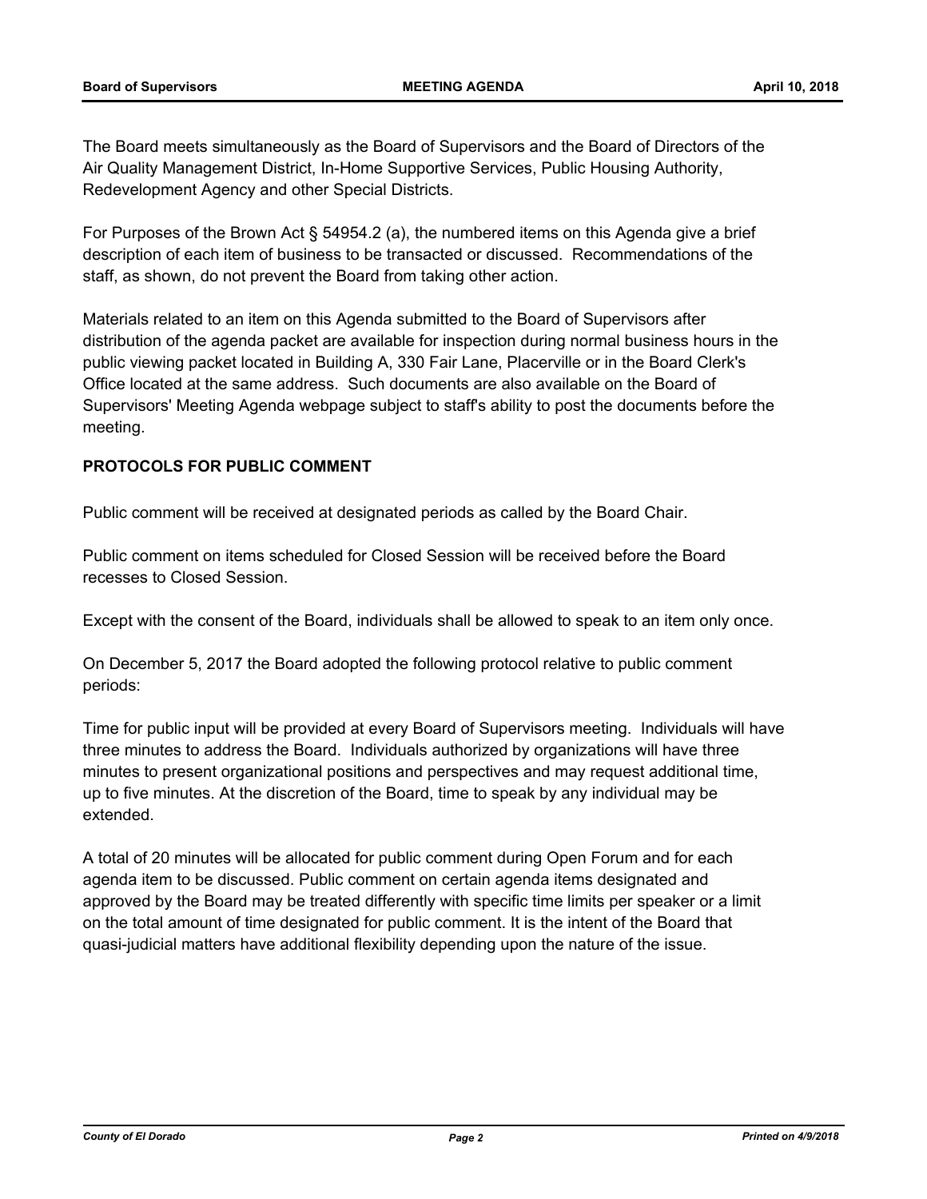The Board meets simultaneously as the Board of Supervisors and the Board of Directors of the Air Quality Management District, In-Home Supportive Services, Public Housing Authority, Redevelopment Agency and other Special Districts.

For Purposes of the Brown Act § 54954.2 (a), the numbered items on this Agenda give a brief description of each item of business to be transacted or discussed. Recommendations of the staff, as shown, do not prevent the Board from taking other action.

Materials related to an item on this Agenda submitted to the Board of Supervisors after distribution of the agenda packet are available for inspection during normal business hours in the public viewing packet located in Building A, 330 Fair Lane, Placerville or in the Board Clerk's Office located at the same address. Such documents are also available on the Board of Supervisors' Meeting Agenda webpage subject to staff's ability to post the documents before the meeting.

**PROTOCOLS FOR PUBLIC COMMENT**

Public comment will be received at designated periods as called by the Board Chair.

Public comment on items scheduled for Closed Session will be received before the Board recesses to Closed Session.

Except with the consent of the Board, individuals shall be allowed to speak to an item only once.

On December 5, 2017 the Board adopted the following protocol relative to public comment periods:

Time for public input will be provided at every Board of Supervisors meeting. Individuals will have three minutes to address the Board. Individuals authorized by organizations will have three minutes to present organizational positions and perspectives and may request additional time, up to five minutes. At the discretion of the Board, time to speak by any individual may be extended.

A total of 20 minutes will be allocated for public comment during Open Forum and for each agenda item to be discussed. Public comment on certain agenda items designated and approved by the Board may be treated differently with specific time limits per speaker or a limit on the total amount of time designated for public comment. It is the intent of the Board that quasi-judicial matters have additional flexibility depending upon the nature of the issue.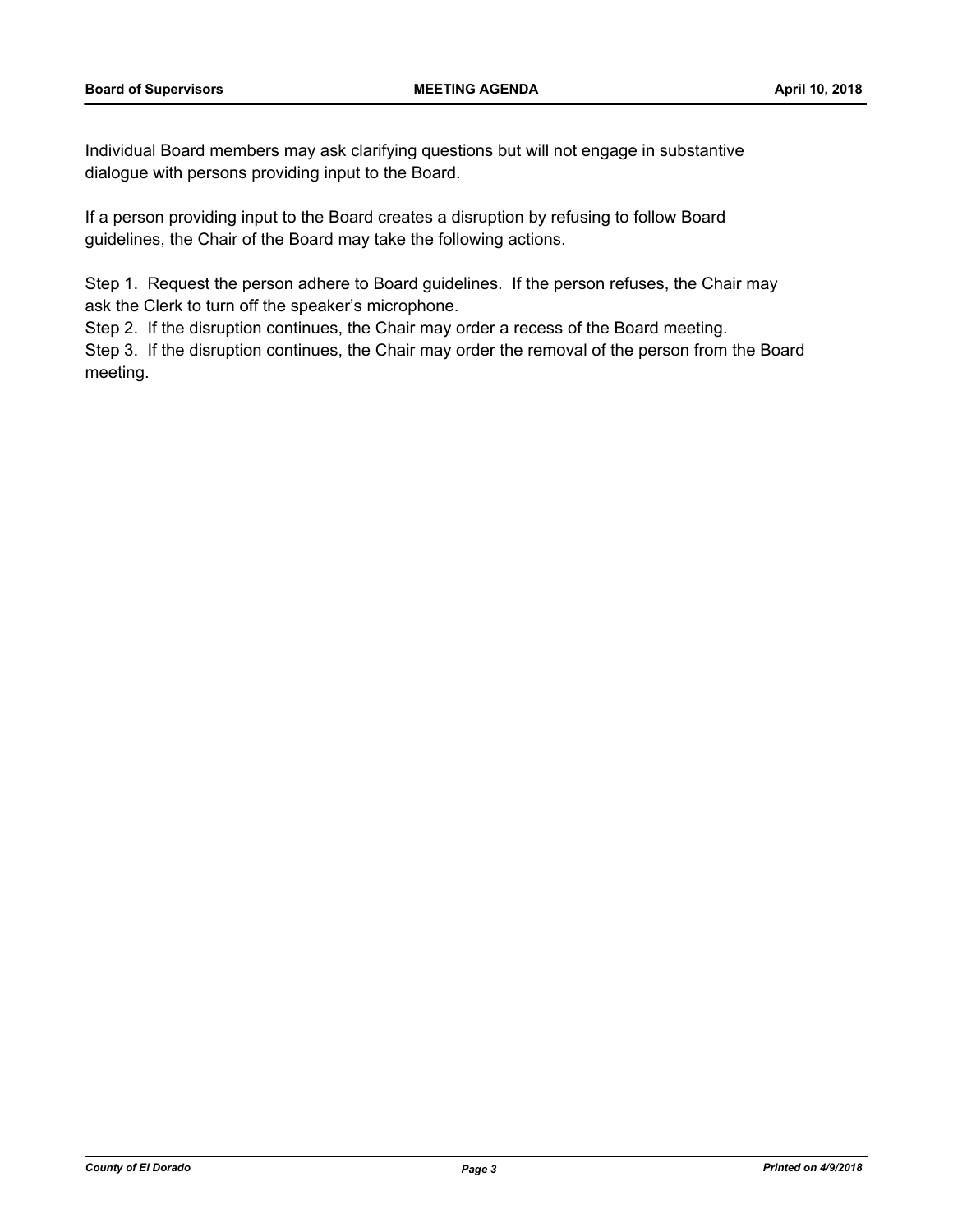Individual Board members may ask clarifying questions but will not engage in substantive dialogue with persons providing input to the Board.

If a person providing input to the Board creates a disruption by refusing to follow Board guidelines, the Chair of the Board may take the following actions.

Step 1. Request the person adhere to Board guidelines. If the person refuses, the Chair may ask the Clerk to turn off the speaker's microphone.

Step 2. If the disruption continues, the Chair may order a recess of the Board meeting.

Step 3. If the disruption continues, the Chair may order the removal of the person from the Board meeting.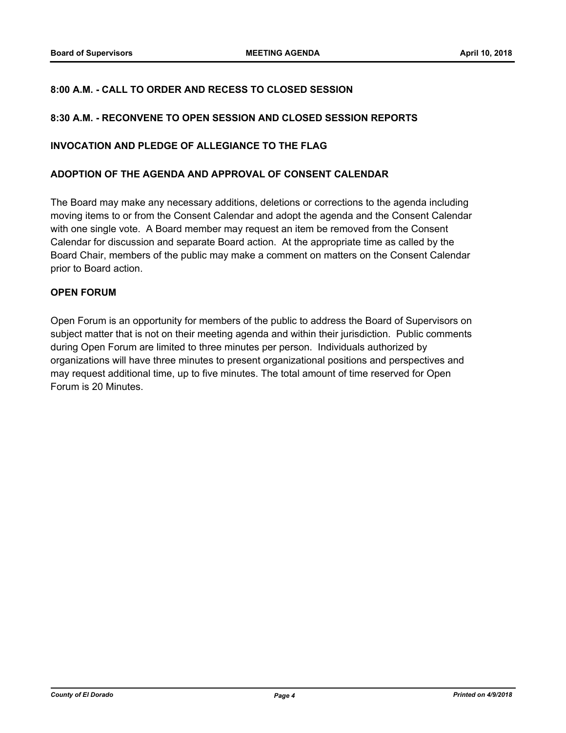## 8:00 A.M. - CALL TO ORDER AND RECESS TO CLOSED SESSION

## 8:30 A.M. - RECONVENE TO OPEN SESSION AND CLOSED SESSION REPORTS

## INVOCATION AND PLEDGE OF ALLEGIANCE TO THE FLAG

## ADOPTION OF THE AGENDA AND APPROVAL OF CONSENT CALENDAR

The Board may make any necessary additions, deletions or corrections to the agenda including moving items to or from the Consent Calendar and adopt the agenda and the Consent Calendar with one single vote. A Board member may request an item be removed from the Consent Calendar for discussion and separate Board action. At the appropriate time as called by the Board Chair, members of the public may make a comment on matters on the Consent Calendar prior to Board action.

## OPEN FORUM

Open Forum is an opportunity for members of the public to address the Board of Supervisors on subject matter that is not on their meeting agenda and within their jurisdiction. Public comments during Open Forum are limited to three minutes per person. Individuals authorized by organizations will have three minutes to present organizational positions and perspectives and may request additional time, up to five minutes. The total amount of time reserved for Open Forum is 20 Minutes.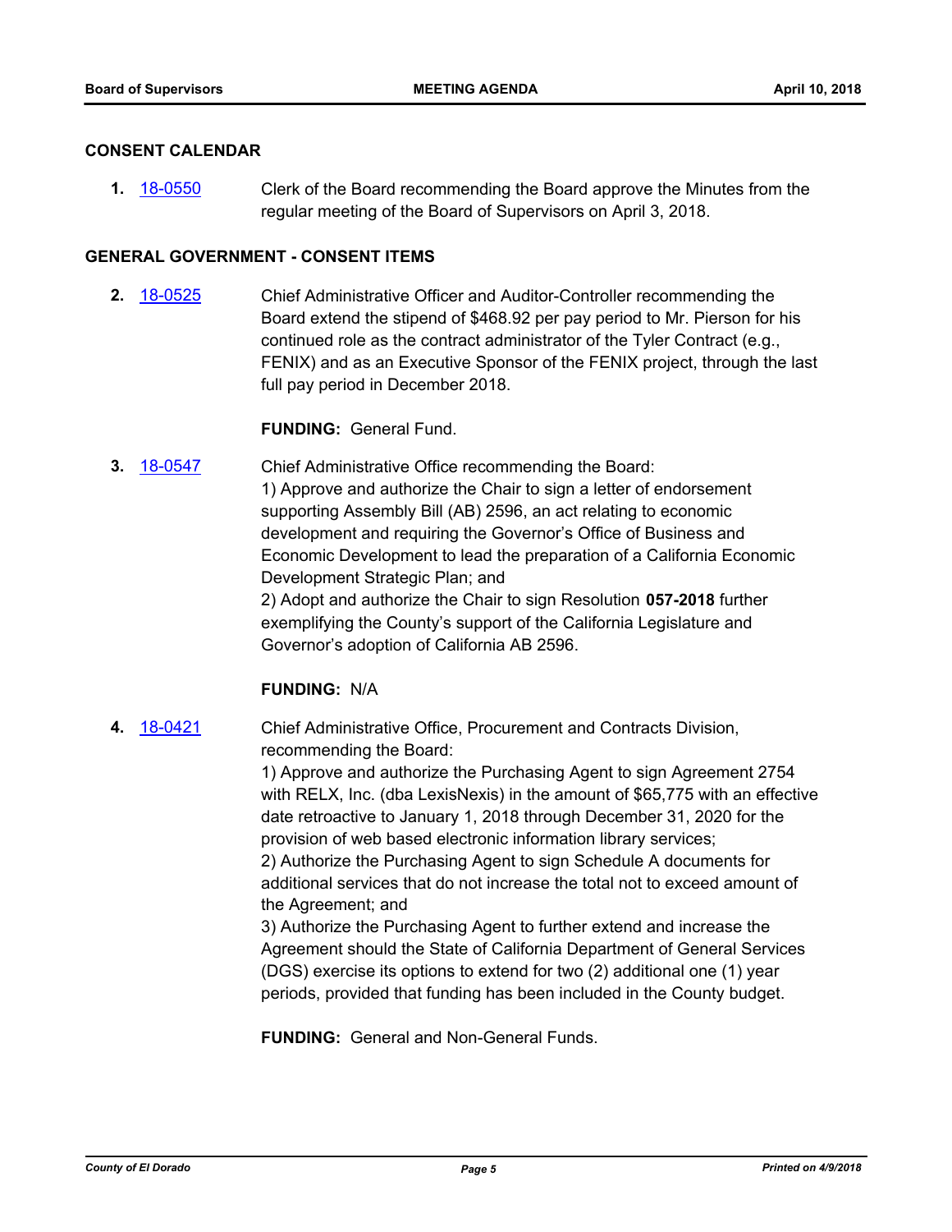## CONSENT CALENDAR

**1.** 18-0550 Clerk of the Board recommending the Board approve the Minutes from the regular meeting of the Board of Supervisors on April 3, 2018.

## GENERAL GOVERNMENT - CONSENT ITEMS

**2.** 18-0525 Chief Administrative Officer and Auditor-Controller recommending the Board extend the stipend of $468.92 per pay period to Mr. Pierson for his continued role as the contract administrator of the Tyler Contract (e.g., FENIX) and as an Executive Sponsor of the FENIX project, through the last full pay period in December 2018.

**FUNDING:** General Fund.

**3.** 18-0547 Chief Administrative Office recommending the Board:
1) Approve and authorize the Chair to sign a letter of endorsement supporting Assembly Bill (AB) 2596, an act relating to economic development and requiring the Governor's Office of Business and Economic Development to lead the preparation of a California Economic Development Strategic Plan; and
2) Adopt and authorize the Chair to sign Resolution **057-2018** further exemplifying the County's support of the California Legislature and Governor's adoption of California AB 2596.

**FUNDING:** N/A

**4.** 18-0421 Chief Administrative Office, Procurement and Contracts Division, recommending the Board:
1) Approve and authorize the Purchasing Agent to sign Agreement 2754 with RELX, Inc. (dba LexisNexis) in the amount of $65,775 with an effective date retroactive to January 1, 2018 through December 31, 2020 for the provision of web based electronic information library services;
2) Authorize the Purchasing Agent to sign Schedule A documents for additional services that do not increase the total not to exceed amount of the Agreement; and
3) Authorize the Purchasing Agent to further extend and increase the Agreement should the State of California Department of General Services (DGS) exercise its options to extend for two (2) additional one (1) year periods, provided that funding has been included in the County budget.

**FUNDING:** General and Non-General Funds.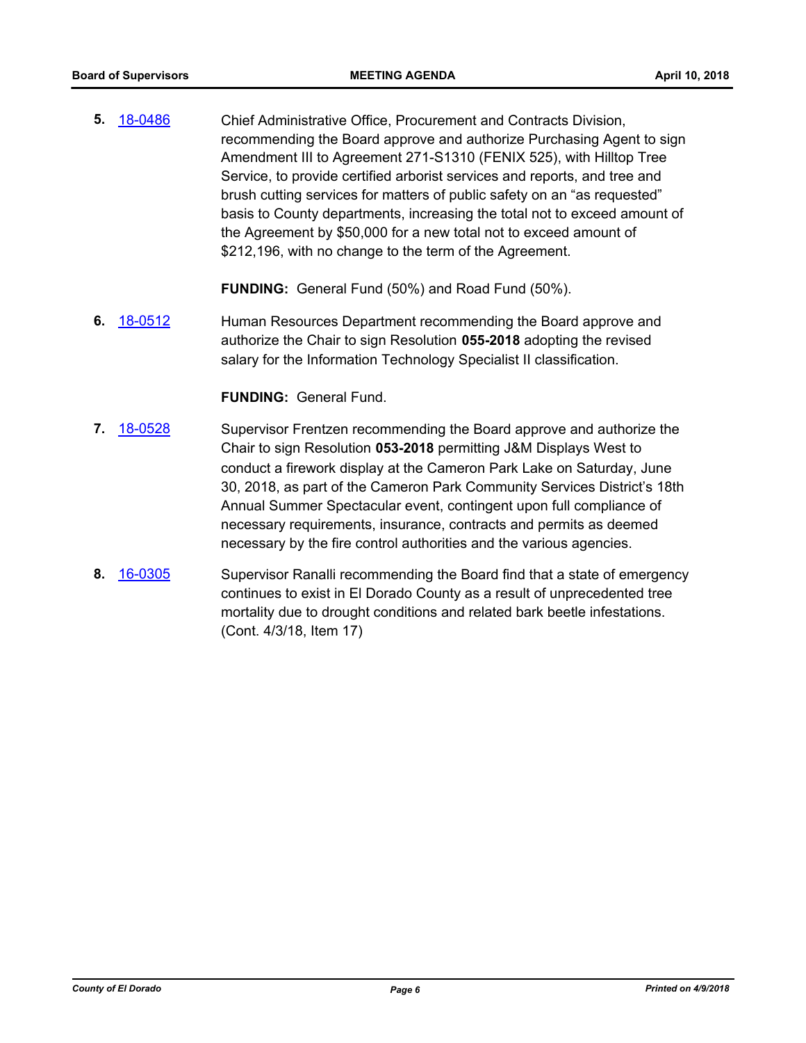5. 18-0486 Chief Administrative Office, Procurement and Contracts Division, recommending the Board approve and authorize Purchasing Agent to sign Amendment III to Agreement 271-S1310 (FENIX 525), with Hilltop Tree Service, to provide certified arborist services and reports, and tree and brush cutting services for matters of public safety on an "as requested" basis to County departments, increasing the total not to exceed amount of the Agreement by $50,000 for a new total not to exceed amount of $212,196, with no change to the term of the Agreement.

   **FUNDING:** General Fund (50%) and Road Fund (50%).

6. 18-0512 Human Resources Department recommending the Board approve and authorize the Chair to sign Resolution **055-2018** adopting the revised salary for the Information Technology Specialist II classification.

   **FUNDING:** General Fund.

7. 18-0528 Supervisor Frentzen recommending the Board approve and authorize the Chair to sign Resolution **053-2018** permitting J&M Displays West to conduct a firework display at the Cameron Park Lake on Saturday, June 30, 2018, as part of the Cameron Park Community Services District's 18th Annual Summer Spectacular event, contingent upon full compliance of necessary requirements, insurance, contracts and permits as deemed necessary by the fire control authorities and the various agencies.

8. 16-0305 Supervisor Ranalli recommending the Board find that a state of emergency continues to exist in El Dorado County as a result of unprecedented tree mortality due to drought conditions and related bark beetle infestations. (Cont. 4/3/18, Item 17)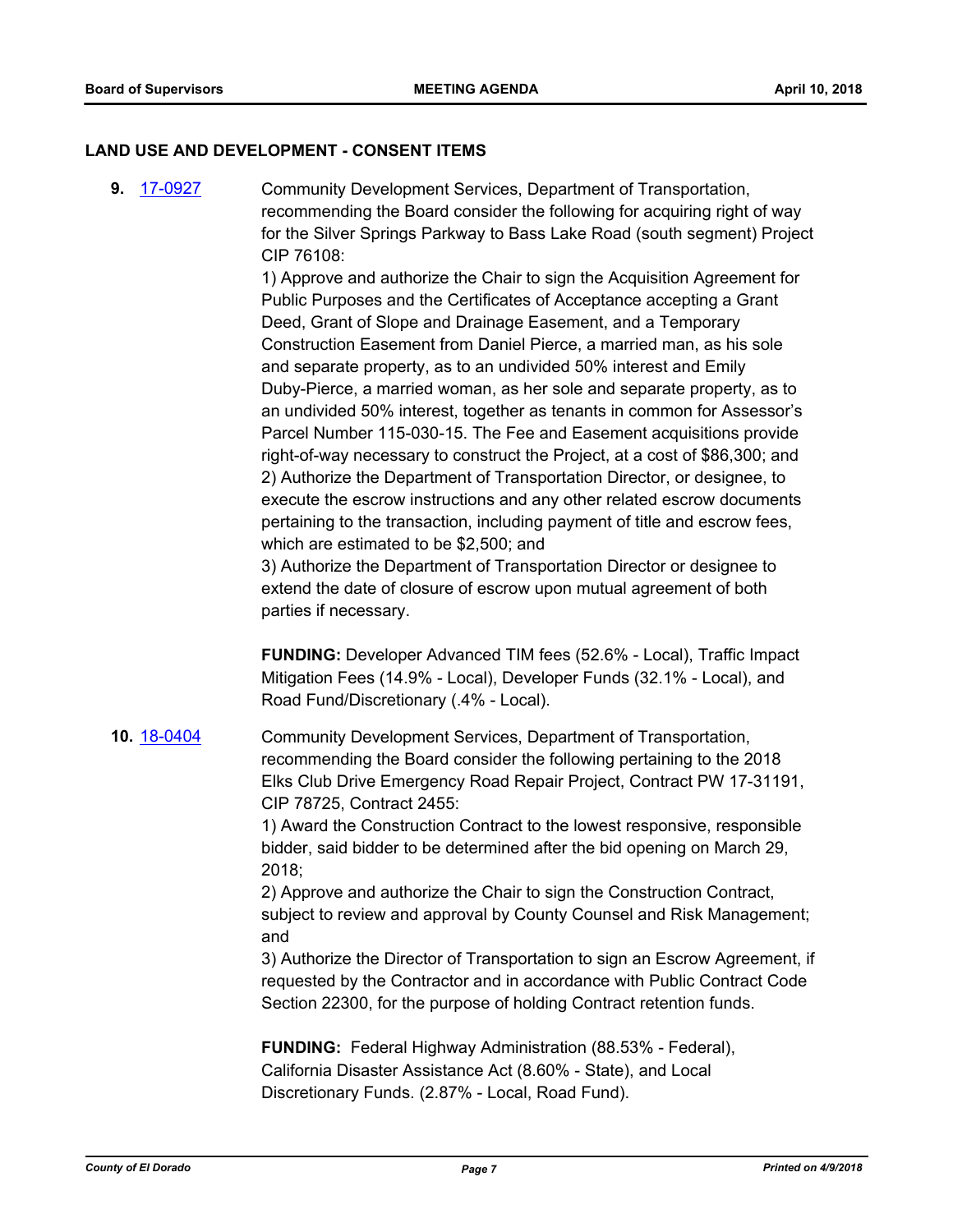## LAND USE AND DEVELOPMENT - CONSENT ITEMS

**9.** [17-0927](17-0927) Community Development Services, Department of Transportation, recommending the Board consider the following for acquiring right of way for the Silver Springs Parkway to Bass Lake Road (south segment) Project CIP 76108:

1) Approve and authorize the Chair to sign the Acquisition Agreement for Public Purposes and the Certificates of Acceptance accepting a Grant Deed, Grant of Slope and Drainage Easement, and a Temporary Construction Easement from Daniel Pierce, a married man, as his sole and separate property, as to an undivided 50% interest and Emily Duby-Pierce, a married woman, as her sole and separate property, as to an undivided 50% interest, together as tenants in common for Assessor's Parcel Number 115-030-15. The Fee and Easement acquisitions provide right-of-way necessary to construct the Project, at a cost of $86,300; and
2) Authorize the Department of Transportation Director, or designee, to execute the escrow instructions and any other related escrow documents pertaining to the transaction, including payment of title and escrow fees, which are estimated to be $2,500; and
3) Authorize the Department of Transportation Director or designee to extend the date of closure of escrow upon mutual agreement of both parties if necessary.

**FUNDING:** Developer Advanced TIM fees (52.6% - Local), Traffic Impact Mitigation Fees (14.9% - Local), Developer Funds (32.1% - Local), and Road Fund/Discretionary (.4% - Local).

**10.** [18-0404](18-0404) Community Development Services, Department of Transportation, recommending the Board consider the following pertaining to the 2018 Elks Club Drive Emergency Road Repair Project, Contract PW 17-31191, CIP 78725, Contract 2455:

1) Award the Construction Contract to the lowest responsive, responsible bidder, said bidder to be determined after the bid opening on March 29, 2018;
2) Approve and authorize the Chair to sign the Construction Contract, subject to review and approval by County Counsel and Risk Management; and
3) Authorize the Director of Transportation to sign an Escrow Agreement, if requested by the Contractor and in accordance with Public Contract Code Section 22300, for the purpose of holding Contract retention funds.

**FUNDING:** Federal Highway Administration (88.53% - Federal), California Disaster Assistance Act (8.60% - State), and Local Discretionary Funds. (2.87% - Local, Road Fund).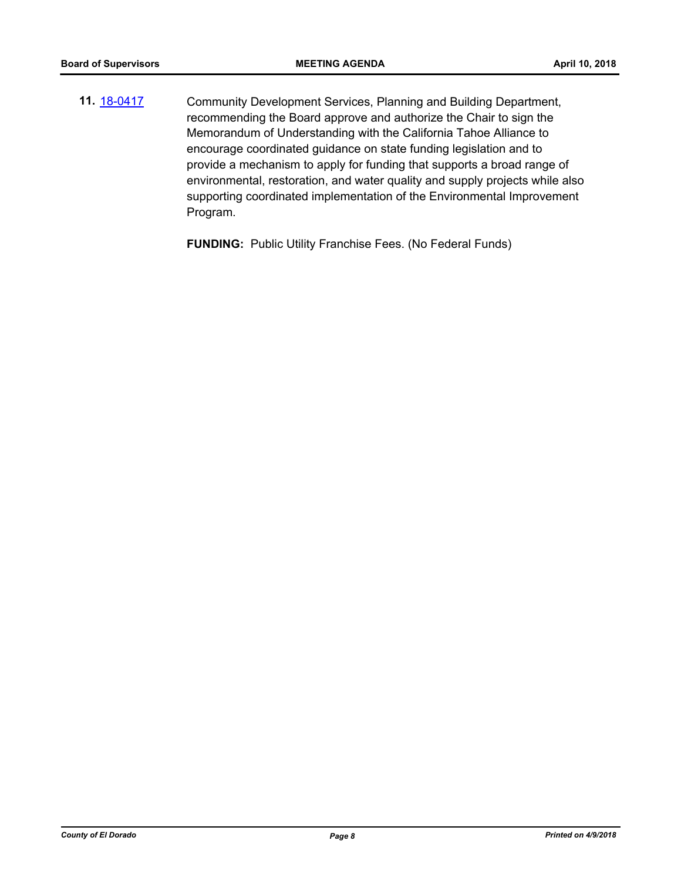**11.** [18-0417](18-0417) Community Development Services, Planning and Building Department, recommending the Board approve and authorize the Chair to sign the Memorandum of Understanding with the California Tahoe Alliance to encourage coordinated guidance on state funding legislation and to provide a mechanism to apply for funding that supports a broad range of environmental, restoration, and water quality and supply projects while also supporting coordinated implementation of the Environmental Improvement Program.

**FUNDING:** Public Utility Franchise Fees. (No Federal Funds)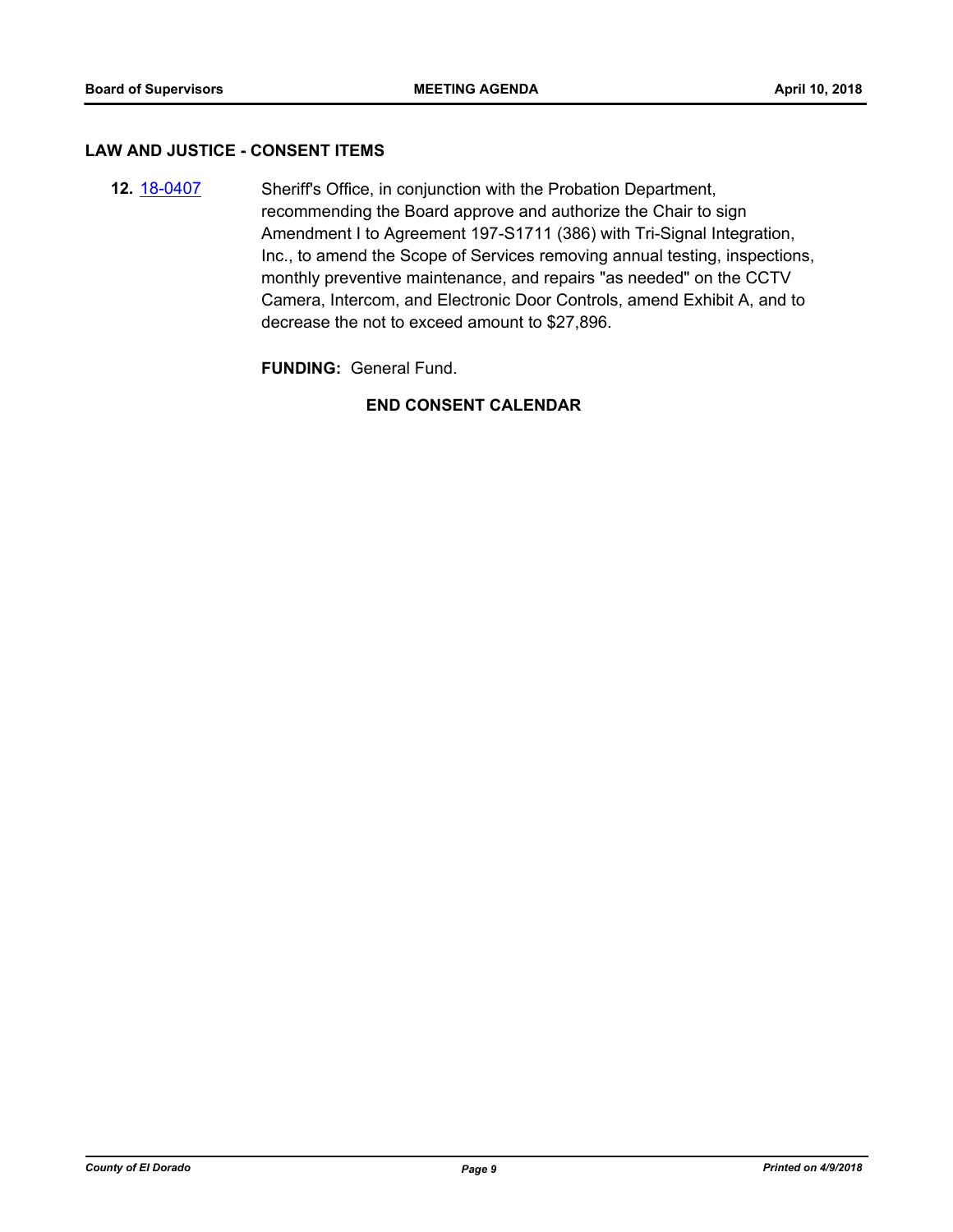## LAW AND JUSTICE - CONSENT ITEMS

**12.** 18-0407 Sheriff's Office, in conjunction with the Probation Department, recommending the Board approve and authorize the Chair to sign Amendment I to Agreement 197-S1711 (386) with Tri-Signal Integration, Inc., to amend the Scope of Services removing annual testing, inspections, monthly preventive maintenance, and repairs "as needed" on the CCTV Camera, Intercom, and Electronic Door Controls, amend Exhibit A, and to decrease the not to exceed amount to $27,896.

**FUNDING:** General Fund.

**END CONSENT CALENDAR**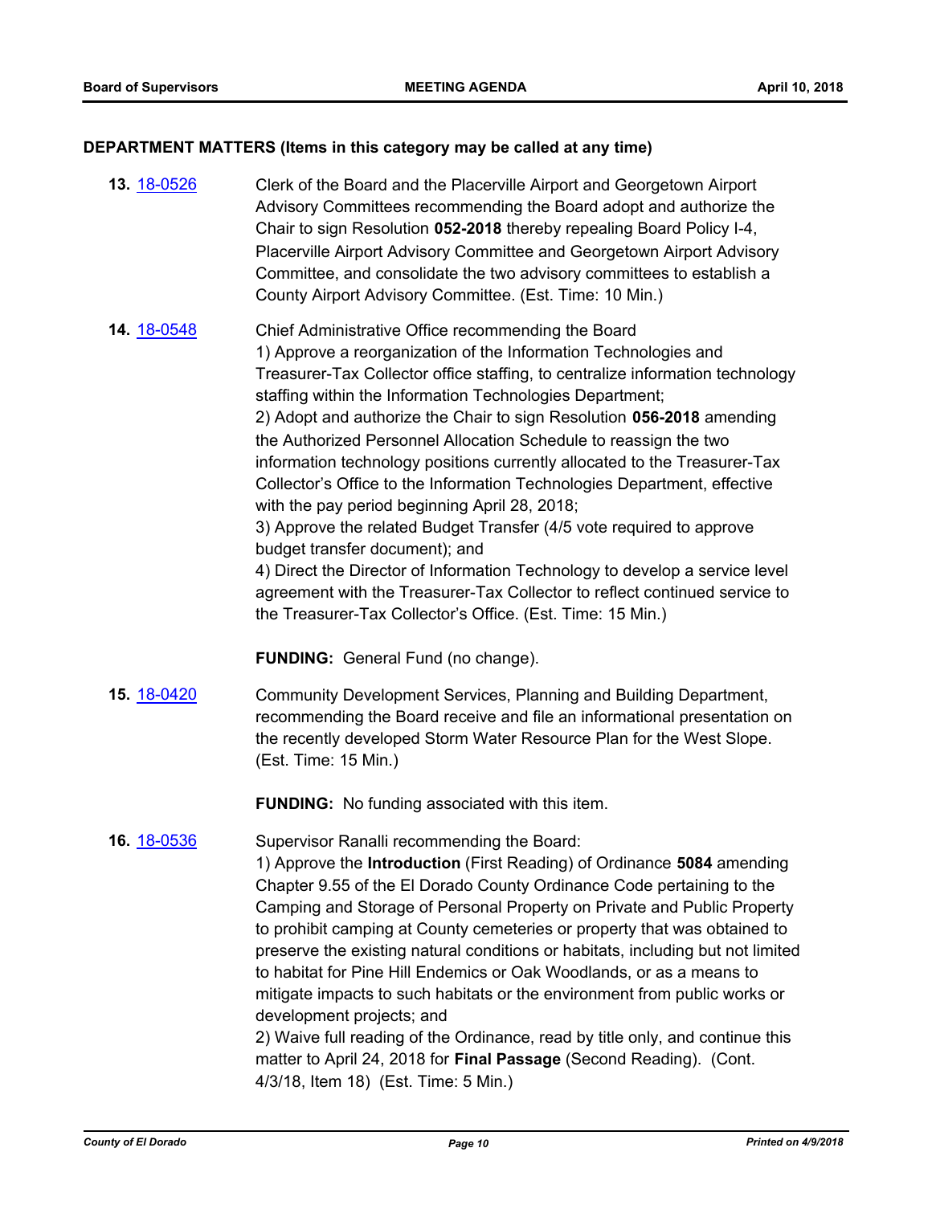## DEPARTMENT MATTERS (Items in this category may be called at any time)

**13.** 18-0526 Clerk of the Board and the Placerville Airport and Georgetown Airport Advisory Committees recommending the Board adopt and authorize the Chair to sign Resolution **052-2018** thereby repealing Board Policy I-4, Placerville Airport Advisory Committee and Georgetown Airport Advisory Committee, and consolidate the two advisory committees to establish a County Airport Advisory Committee. (Est. Time: 10 Min.)

**14.** 18-0548 Chief Administrative Office recommending the Board
1) Approve a reorganization of the Information Technologies and Treasurer-Tax Collector office staffing, to centralize information technology staffing within the Information Technologies Department;
2) Adopt and authorize the Chair to sign Resolution **056-2018** amending the Authorized Personnel Allocation Schedule to reassign the two information technology positions currently allocated to the Treasurer-Tax Collector's Office to the Information Technologies Department, effective with the pay period beginning April 28, 2018;
3) Approve the related Budget Transfer (4/5 vote required to approve budget transfer document); and
4) Direct the Director of Information Technology to develop a service level agreement with the Treasurer-Tax Collector to reflect continued service to the Treasurer-Tax Collector's Office. (Est. Time: 15 Min.)

**FUNDING:** General Fund (no change).

**15.** 18-0420 Community Development Services, Planning and Building Department, recommending the Board receive and file an informational presentation on the recently developed Storm Water Resource Plan for the West Slope. (Est. Time: 15 Min.)

**FUNDING:** No funding associated with this item.

**16.** 18-0536 Supervisor Ranalli recommending the Board:
1) Approve the **Introduction** (First Reading) of Ordinance **5084** amending Chapter 9.55 of the El Dorado County Ordinance Code pertaining to the Camping and Storage of Personal Property on Private and Public Property to prohibit camping at County cemeteries or property that was obtained to preserve the existing natural conditions or habitats, including but not limited to habitat for Pine Hill Endemics or Oak Woodlands, or as a means to mitigate impacts to such habitats or the environment from public works or development projects; and
2) Waive full reading of the Ordinance, read by title only, and continue this matter to April 24, 2018 for **Final Passage** (Second Reading). (Cont. 4/3/18, Item 18) (Est. Time: 5 Min.)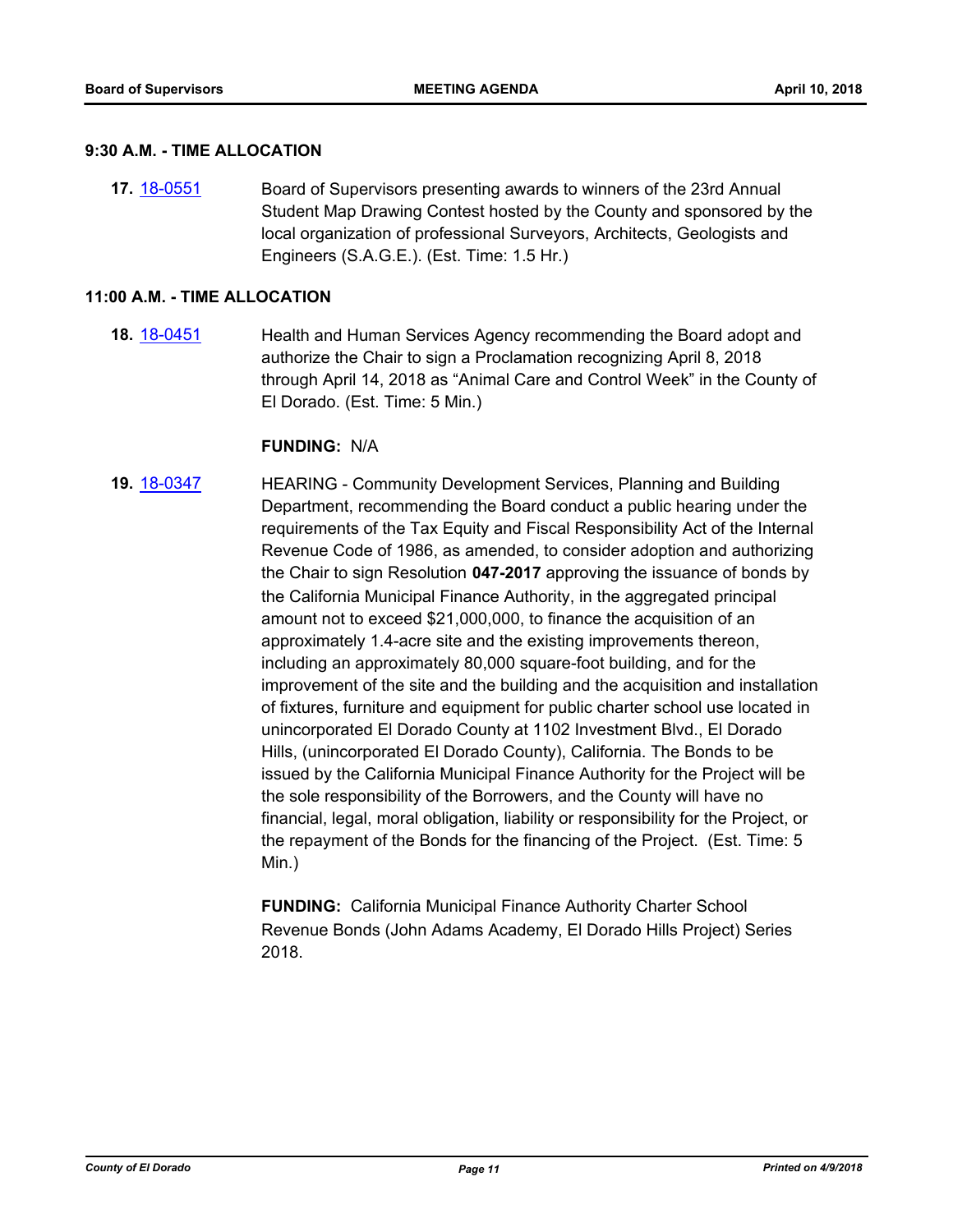### 9:30 A.M. - TIME ALLOCATION

**17.** 18-0551 Board of Supervisors presenting awards to winners of the 23rd Annual Student Map Drawing Contest hosted by the County and sponsored by the local organization of professional Surveyors, Architects, Geologists and Engineers (S.A.G.E.). (Est. Time: 1.5 Hr.)

### 11:00 A.M. - TIME ALLOCATION

**18.** 18-0451 Health and Human Services Agency recommending the Board adopt and authorize the Chair to sign a Proclamation recognizing April 8, 2018 through April 14, 2018 as "Animal Care and Control Week" in the County of El Dorado. (Est. Time: 5 Min.)

**FUNDING:** N/A

**19.** 18-0347 HEARING - Community Development Services, Planning and Building Department, recommending the Board conduct a public hearing under the requirements of the Tax Equity and Fiscal Responsibility Act of the Internal Revenue Code of 1986, as amended, to consider adoption and authorizing the Chair to sign Resolution **047-2017** approving the issuance of bonds by the California Municipal Finance Authority, in the aggregated principal amount not to exceed $21,000,000, to finance the acquisition of an approximately 1.4-acre site and the existing improvements thereon, including an approximately 80,000 square-foot building, and for the improvement of the site and the building and the acquisition and installation of fixtures, furniture and equipment for public charter school use located in unincorporated El Dorado County at 1102 Investment Blvd., El Dorado Hills, (unincorporated El Dorado County), California. The Bonds to be issued by the California Municipal Finance Authority for the Project will be the sole responsibility of the Borrowers, and the County will have no financial, legal, moral obligation, liability or responsibility for the Project, or the repayment of the Bonds for the financing of the Project. (Est. Time: 5 Min.)

**FUNDING:** California Municipal Finance Authority Charter School Revenue Bonds (John Adams Academy, El Dorado Hills Project) Series 2018.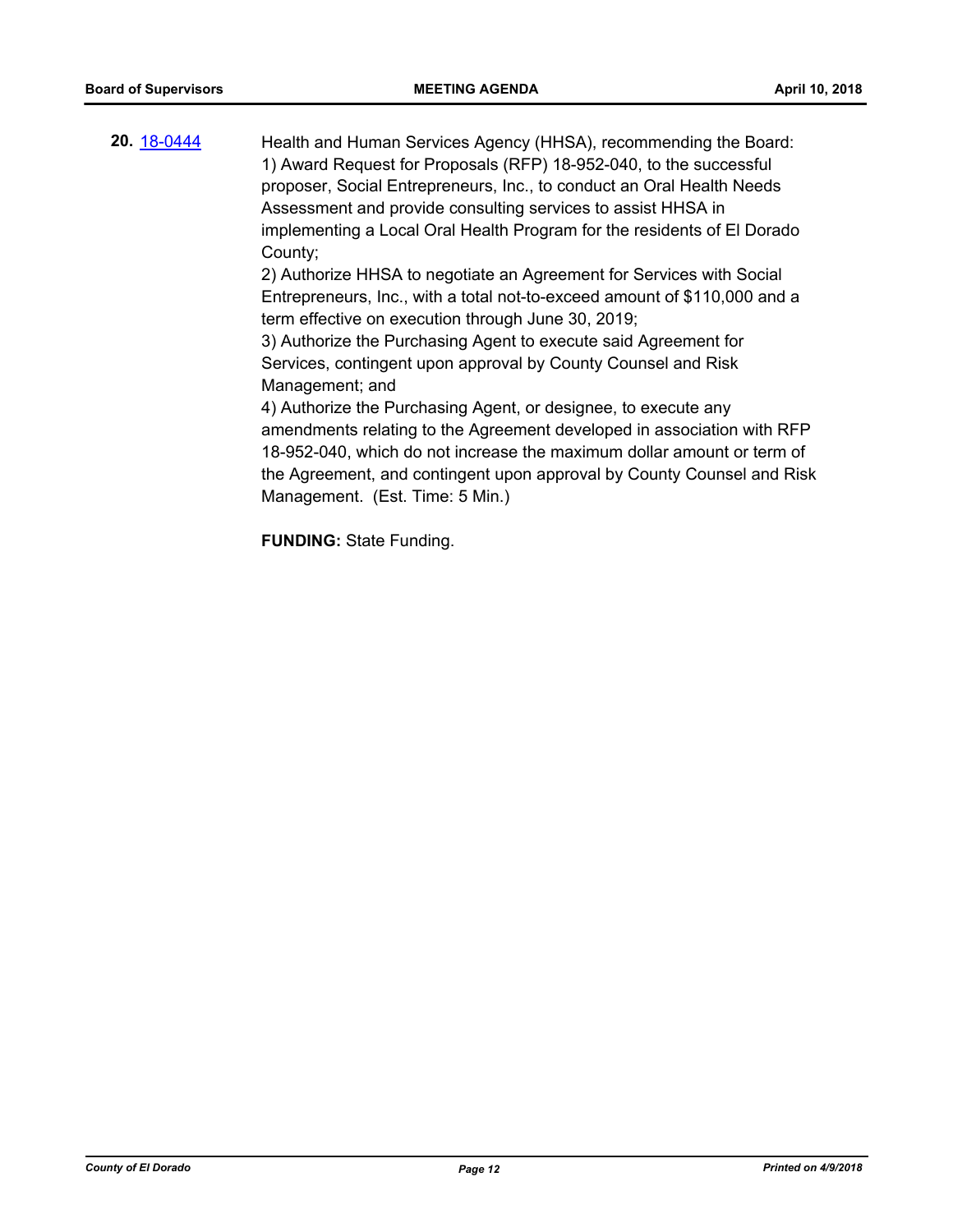**20.** 18-0444

Health and Human Services Agency (HHSA), recommending the Board:
1) Award Request for Proposals (RFP) 18-952-040, to the successful proposer, Social Entrepreneurs, Inc., to conduct an Oral Health Needs Assessment and provide consulting services to assist HHSA in implementing a Local Oral Health Program for the residents of El Dorado County;
2) Authorize HHSA to negotiate an Agreement for Services with Social Entrepreneurs, Inc., with a total not-to-exceed amount of $110,000 and a term effective on execution through June 30, 2019;
3) Authorize the Purchasing Agent to execute said Agreement for Services, contingent upon approval by County Counsel and Risk Management; and
4) Authorize the Purchasing Agent, or designee, to execute any amendments relating to the Agreement developed in association with RFP 18-952-040, which do not increase the maximum dollar amount or term of the Agreement, and contingent upon approval by County Counsel and Risk Management. (Est. Time: 5 Min.)

**FUNDING:** State Funding.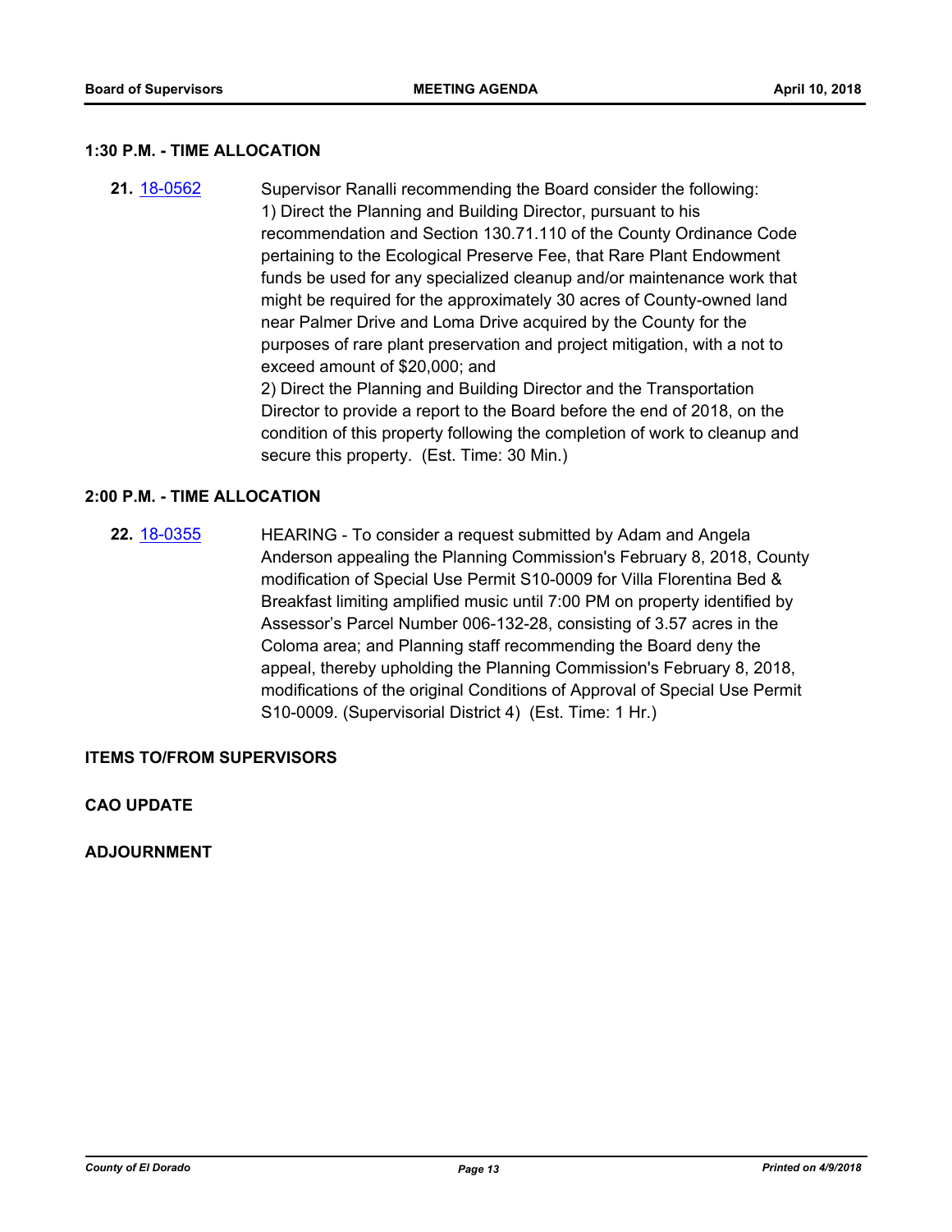### 1:30 P.M. - TIME ALLOCATION

**21.** [18-0562](18-0562) Supervisor Ranalli recommending the Board consider the following:
1) Direct the Planning and Building Director, pursuant to his recommendation and Section 130.71.110 of the County Ordinance Code pertaining to the Ecological Preserve Fee, that Rare Plant Endowment funds be used for any specialized cleanup and/or maintenance work that might be required for the approximately 30 acres of County-owned land near Palmer Drive and Loma Drive acquired by the County for the purposes of rare plant preservation and project mitigation, with a not to exceed amount of $20,000; and
2) Direct the Planning and Building Director and the Transportation Director to provide a report to the Board before the end of 2018, on the condition of this property following the completion of work to cleanup and secure this property. (Est. Time: 30 Min.)

### 2:00 P.M. - TIME ALLOCATION

**22.** [18-0355](18-0355) HEARING - To consider a request submitted by Adam and Angela Anderson appealing the Planning Commission's February 8, 2018, County modification of Special Use Permit S10-0009 for Villa Florentina Bed & Breakfast limiting amplified music until 7:00 PM on property identified by Assessor's Parcel Number 006-132-28, consisting of 3.57 acres in the Coloma area; and Planning staff recommending the Board deny the appeal, thereby upholding the Planning Commission's February 8, 2018, modifications of the original Conditions of Approval of Special Use Permit S10-0009. (Supervisorial District 4) (Est. Time: 1 Hr.)

### ITEMS TO/FROM SUPERVISORS

### CAO UPDATE

### ADJOURNMENT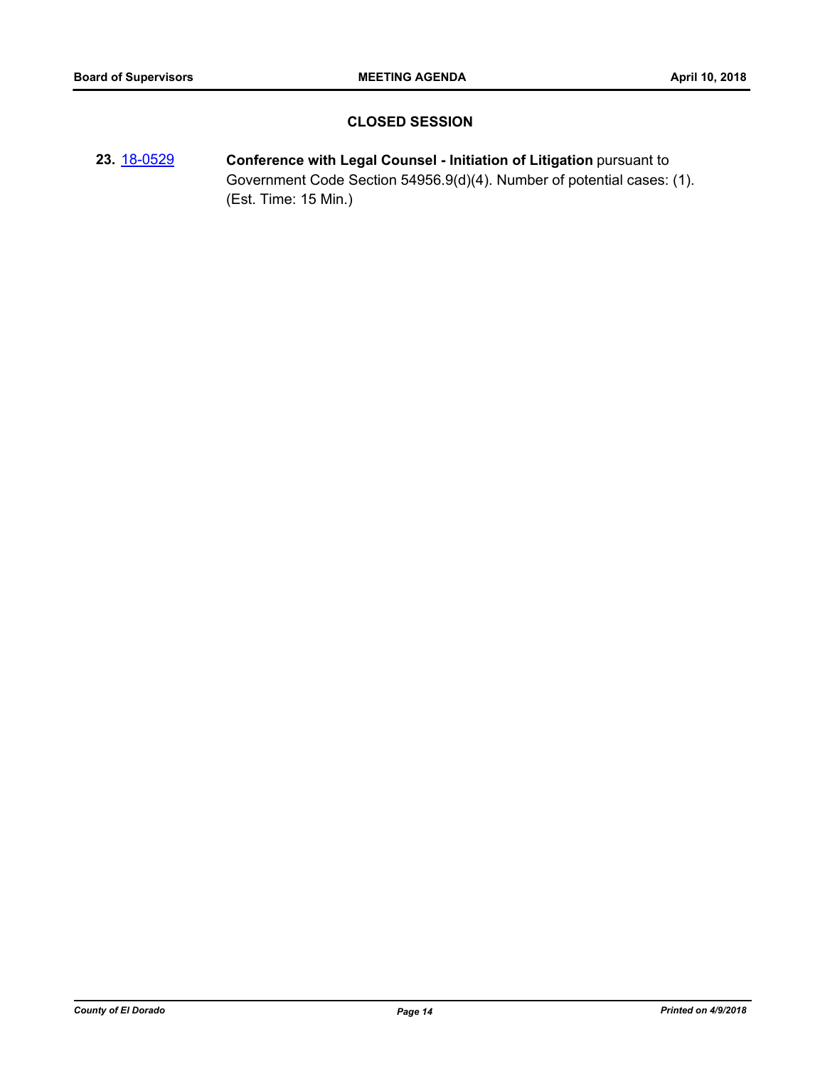## CLOSED SESSION

**23.** [18-0529](18-0529) **Conference with Legal Counsel - Initiation of Litigation** pursuant to Government Code Section 54956.9(d)(4). Number of potential cases: (1). (Est. Time: 15 Min.)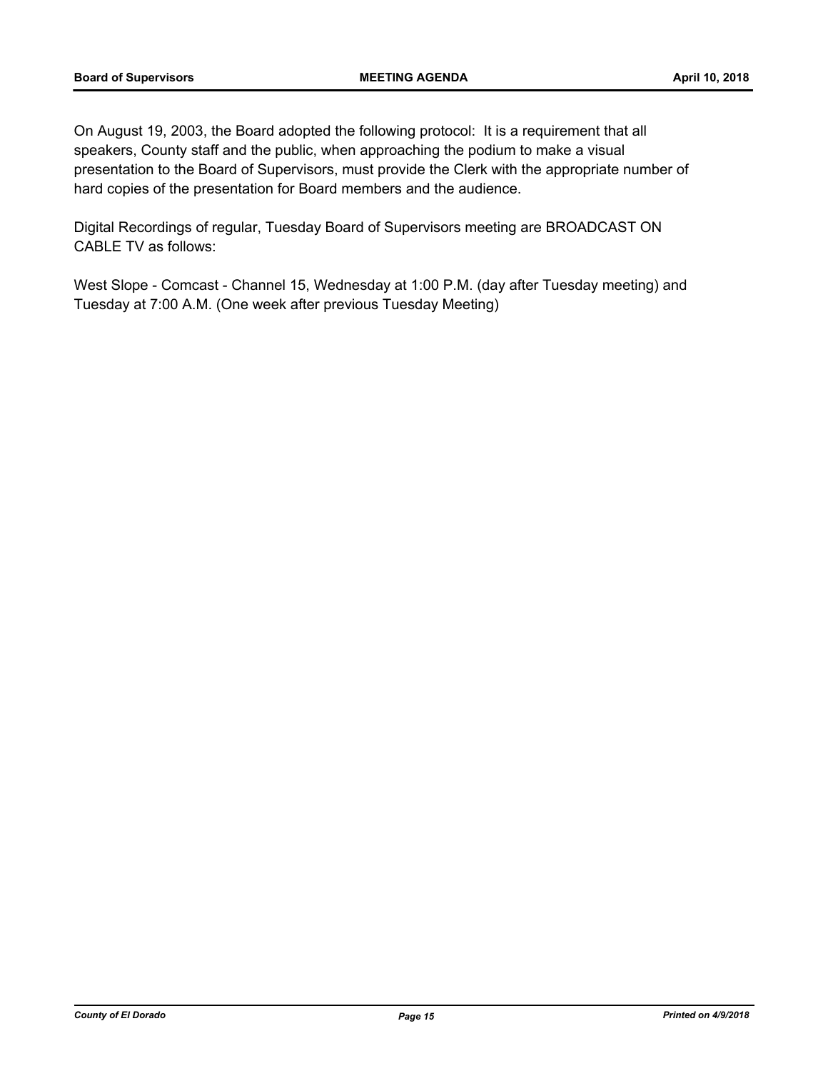On August 19, 2003, the Board adopted the following protocol: It is a requirement that all speakers, County staff and the public, when approaching the podium to make a visual presentation to the Board of Supervisors, must provide the Clerk with the appropriate number of hard copies of the presentation for Board members and the audience.

Digital Recordings of regular, Tuesday Board of Supervisors meeting are BROADCAST ON CABLE TV as follows:

West Slope - Comcast - Channel 15, Wednesday at 1:00 P.M. (day after Tuesday meeting) and Tuesday at 7:00 A.M. (One week after previous Tuesday Meeting)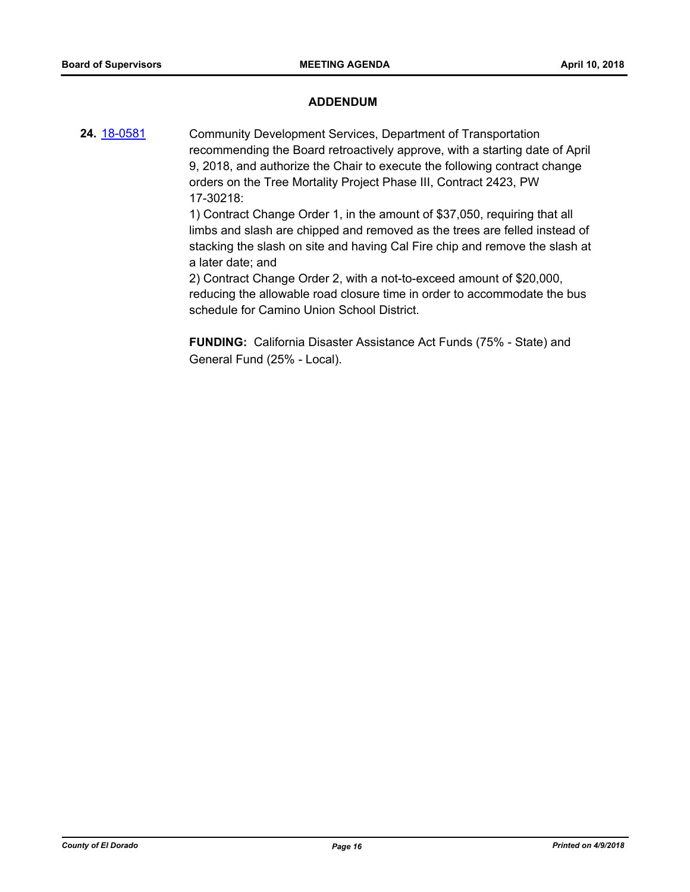## ADDENDUM

**24.** [18-0581] Community Development Services, Department of Transportation recommending the Board retroactively approve, with a starting date of April 9, 2018, and authorize the Chair to execute the following contract change orders on the Tree Mortality Project Phase III, Contract 2423, PW 17-30218:

1) Contract Change Order 1, in the amount of $37,050, requiring that all limbs and slash are chipped and removed as the trees are felled instead of stacking the slash on site and having Cal Fire chip and remove the slash at a later date; and

2) Contract Change Order 2, with a not-to-exceed amount of $20,000, reducing the allowable road closure time in order to accommodate the bus schedule for Camino Union School District.

**FUNDING:** California Disaster Assistance Act Funds (75% - State) and General Fund (25% - Local).